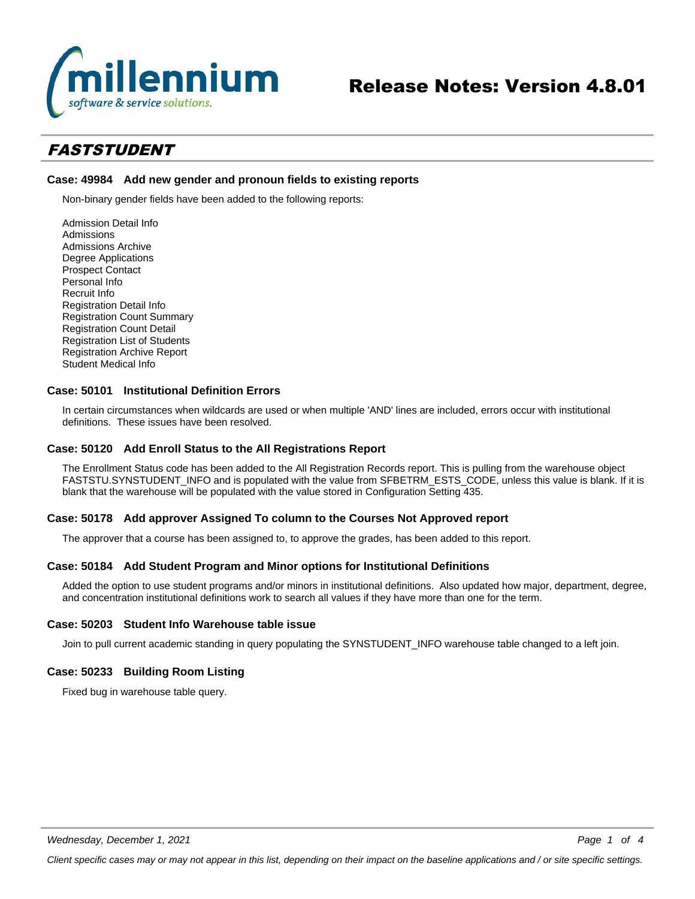# Release Notes: Version 4.8.01

## FASTSTUDENT

### Case: 49984 Add new gender and pronoun fields to existing reports

Non-binary gender fields have been added to the following reports:

Admission Detail Info
Admissions
Admissions Archive
Degree Applications
Prospect Contact
Personal Info
Recruit Info
Registration Detail Info
Registration Count Summary
Registration Count Detail
Registration List of Students
Registration Archive Report
Student Medical Info

### Case: 50101 Institutional Definition Errors

In certain circumstances when wildcards are used or when multiple 'AND' lines are included, errors occur with institutional definitions. These issues have been resolved.

### Case: 50120 Add Enroll Status to the All Registrations Report

The Enrollment Status code has been added to the All Registration Records report. This is pulling from the warehouse object FASTSTU.SYNSTUDENT_INFO and is populated with the value from SFBETRM_ESTS_CODE, unless this value is blank. If it is blank that the warehouse will be populated with the value stored in Configuration Setting 435.

### Case: 50178 Add approver Assigned To column to the Courses Not Approved report

The approver that a course has been assigned to, to approve the grades, has been added to this report.

### Case: 50184 Add Student Program and Minor options for Institutional Definitions

Added the option to use student programs and/or minors in institutional definitions. Also updated how major, department, degree, and concentration institutional definitions work to search all values if they have more than one for the term.

### Case: 50203 Student Info Warehouse table issue

Join to pull current academic standing in query populating the SYNSTUDENT_INFO warehouse table changed to a left join.

### Case: 50233 Building Room Listing

Fixed bug in warehouse table query.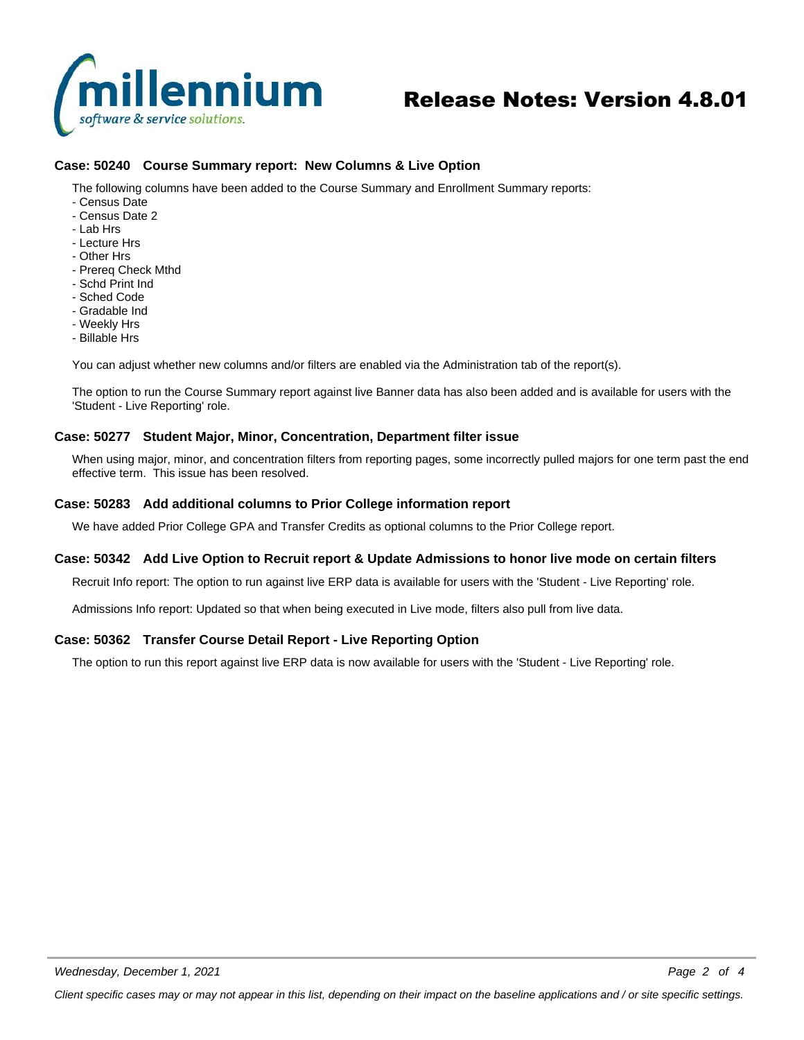## Case: 50240 Course Summary report: New Columns & Live Option

The following columns have been added to the Course Summary and Enrollment Summary reports:

- Census Date
- Census Date 2
- Lab Hrs
- Lecture Hrs
- Other Hrs
- Prereq Check Mthd
- Schd Print Ind
- Sched Code
- Gradable Ind
- Weekly Hrs
- Billable Hrs

You can adjust whether new columns and/or filters are enabled via the Administration tab of the report(s).

The option to run the Course Summary report against live Banner data has also been added and is available for users with the 'Student - Live Reporting' role.

## Case: 50277 Student Major, Minor, Concentration, Department filter issue

When using major, minor, and concentration filters from reporting pages, some incorrectly pulled majors for one term past the end effective term. This issue has been resolved.

## Case: 50283 Add additional columns to Prior College information report

We have added Prior College GPA and Transfer Credits as optional columns to the Prior College report.

## Case: 50342 Add Live Option to Recruit report & Update Admissions to honor live mode on certain filters

Recruit Info report: The option to run against live ERP data is available for users with the 'Student - Live Reporting' role.

Admissions Info report: Updated so that when being executed in Live mode, filters also pull from live data.

## Case: 50362 Transfer Course Detail Report - Live Reporting Option

The option to run this report against live ERP data is now available for users with the 'Student - Live Reporting' role.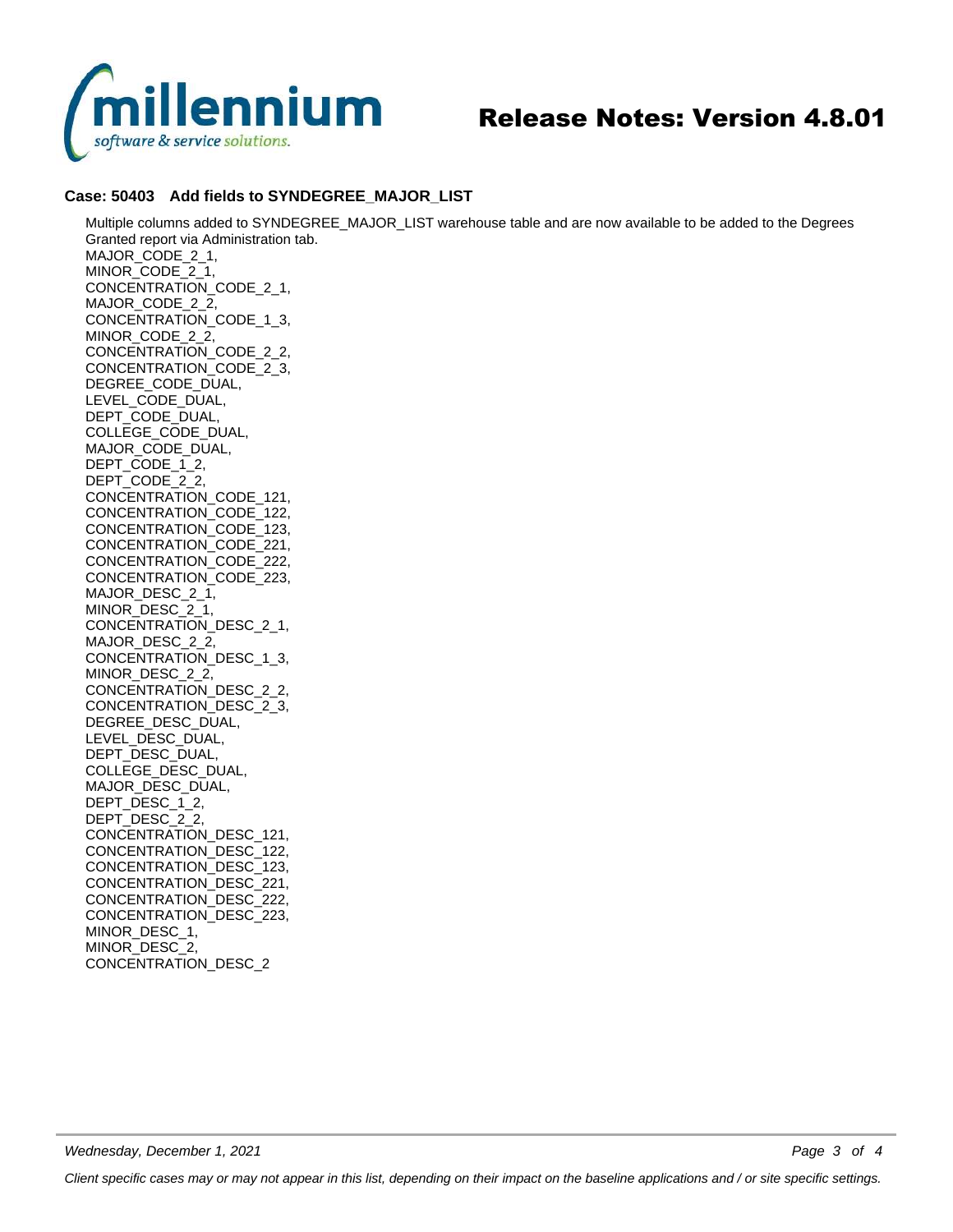### Case: 50403 Add fields to SYNDEGREE_MAJOR_LIST

Multiple columns added to SYNDEGREE_MAJOR_LIST warehouse table and are now available to be added to the Degrees Granted report via Administration tab.

MAJOR_CODE_2_1,
MINOR_CODE_2_1,
CONCENTRATION_CODE_2_1,
MAJOR_CODE_2_2,
CONCENTRATION_CODE_1_3,
MINOR_CODE_2_2,
CONCENTRATION_CODE_2_2,
CONCENTRATION_CODE_2_3,
DEGREE_CODE_DUAL,
LEVEL_CODE_DUAL,
DEPT_CODE_DUAL,
COLLEGE_CODE_DUAL,
MAJOR_CODE_DUAL,
DEPT_CODE_1_2,
DEPT_CODE_2_2,
CONCENTRATION_CODE_121,
CONCENTRATION_CODE_122,
CONCENTRATION_CODE_123,
CONCENTRATION_CODE_221,
CONCENTRATION_CODE_222,
CONCENTRATION_CODE_223,
MAJOR_DESC_2_1,
MINOR_DESC_2_1,
CONCENTRATION_DESC_2_1,
MAJOR_DESC_2_2,
CONCENTRATION_DESC_1_3,
MINOR_DESC_2_2,
CONCENTRATION_DESC_2_2,
CONCENTRATION_DESC_2_3,
DEGREE_DESC_DUAL,
LEVEL_DESC_DUAL,
DEPT_DESC_DUAL,
COLLEGE_DESC_DUAL,
MAJOR_DESC_DUAL,
DEPT_DESC_1_2,
DEPT_DESC_2_2,
CONCENTRATION_DESC_121,
CONCENTRATION_DESC_122,
CONCENTRATION_DESC_123,
CONCENTRATION_DESC_221,
CONCENTRATION_DESC_222,
CONCENTRATION_DESC_223,
MINOR_DESC_1,
MINOR_DESC_2,
CONCENTRATION_DESC_2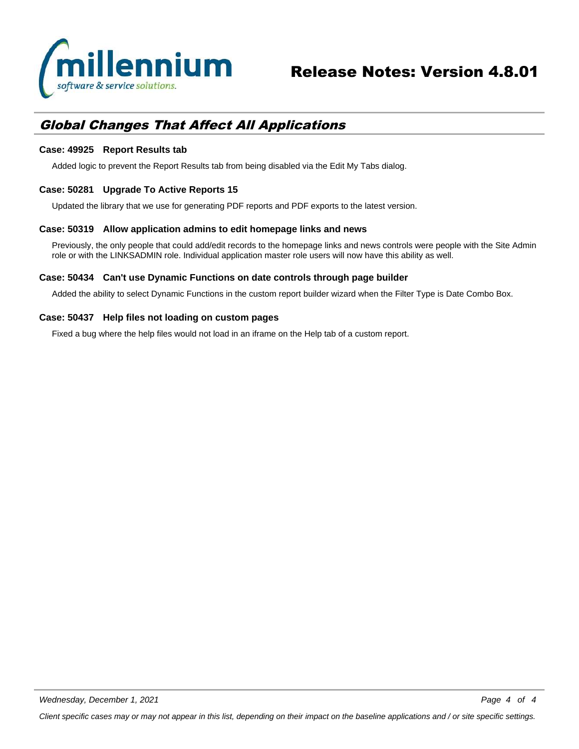## Global Changes That Affect All Applications

**Case: 49925 Report Results tab**

Added logic to prevent the Report Results tab from being disabled via the Edit My Tabs dialog.

**Case: 50281 Upgrade To Active Reports 15**

Updated the library that we use for generating PDF reports and PDF exports to the latest version.

**Case: 50319 Allow application admins to edit homepage links and news**

Previously, the only people that could add/edit records to the homepage links and news controls were people with the Site Admin role or with the LINKSADMIN role. Individual application master role users will now have this ability as well.

**Case: 50434 Can't use Dynamic Functions on date controls through page builder**

Added the ability to select Dynamic Functions in the custom report builder wizard when the Filter Type is Date Combo Box.

**Case: 50437 Help files not loading on custom pages**

Fixed a bug where the help files would not load in an iframe on the Help tab of a custom report.

*Client specific cases may or may not appear in this list, depending on their impact on the baseline applications and / or site specific settings.*